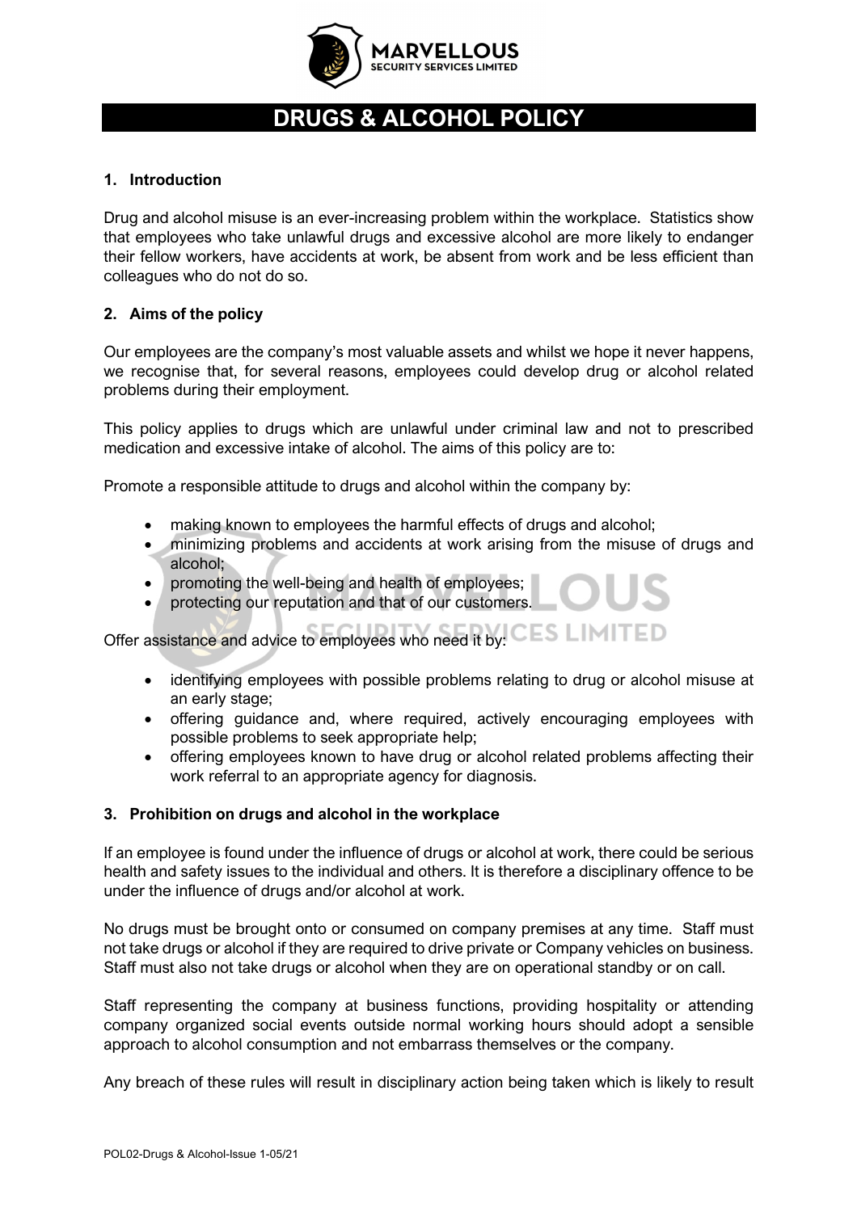# DRUGS & ALCOHOL POLICY

## 1. Introduction

Drug and alcohol misuse is an ever-increasing problem within the workplace. Statistics show that employees who take unlawful drugs and excessive alcohol are more likely to endanger their fellow workers, have accidents at work, be absent from work and be less efficient than colleagues who do not do so.

## 2. Aims of the policy

Our employees are the company's most valuable assets and whilst we hope it never happens, we recognise that, for several reasons, employees could develop drug or alcohol related problems during their employment.

This policy applies to drugs which are unlawful under criminal law and not to prescribed medication and excessive intake of alcohol. The aims of this policy are to:

Promote a responsible attitude to drugs and alcohol within the company by:

- making known to employees the harmful effects of drugs and alcohol;
- minimizing problems and accidents at work arising from the misuse of drugs and alcohol;
- promoting the well-being and health of employees;
- protecting our reputation and that of our customers.

Offer assistance and advice to employees who need it by:

- identifying employees with possible problems relating to drug or alcohol misuse at an early stage;
- offering guidance and, where required, actively encouraging employees with possible problems to seek appropriate help;
- offering employees known to have drug or alcohol related problems affecting their work referral to an appropriate agency for diagnosis.

## 3. Prohibition on drugs and alcohol in the workplace

If an employee is found under the influence of drugs or alcohol at work, there could be serious health and safety issues to the individual and others. It is therefore a disciplinary offence to be under the influence of drugs and/or alcohol at work.

No drugs must be brought onto or consumed on company premises at any time. Staff must not take drugs or alcohol if they are required to drive private or Company vehicles on business. Staff must also not take drugs or alcohol when they are on operational standby or on call.

Staff representing the company at business functions, providing hospitality or attending company organized social events outside normal working hours should adopt a sensible approach to alcohol consumption and not embarrass themselves or the company.

Any breach of these rules will result in disciplinary action being taken which is likely to result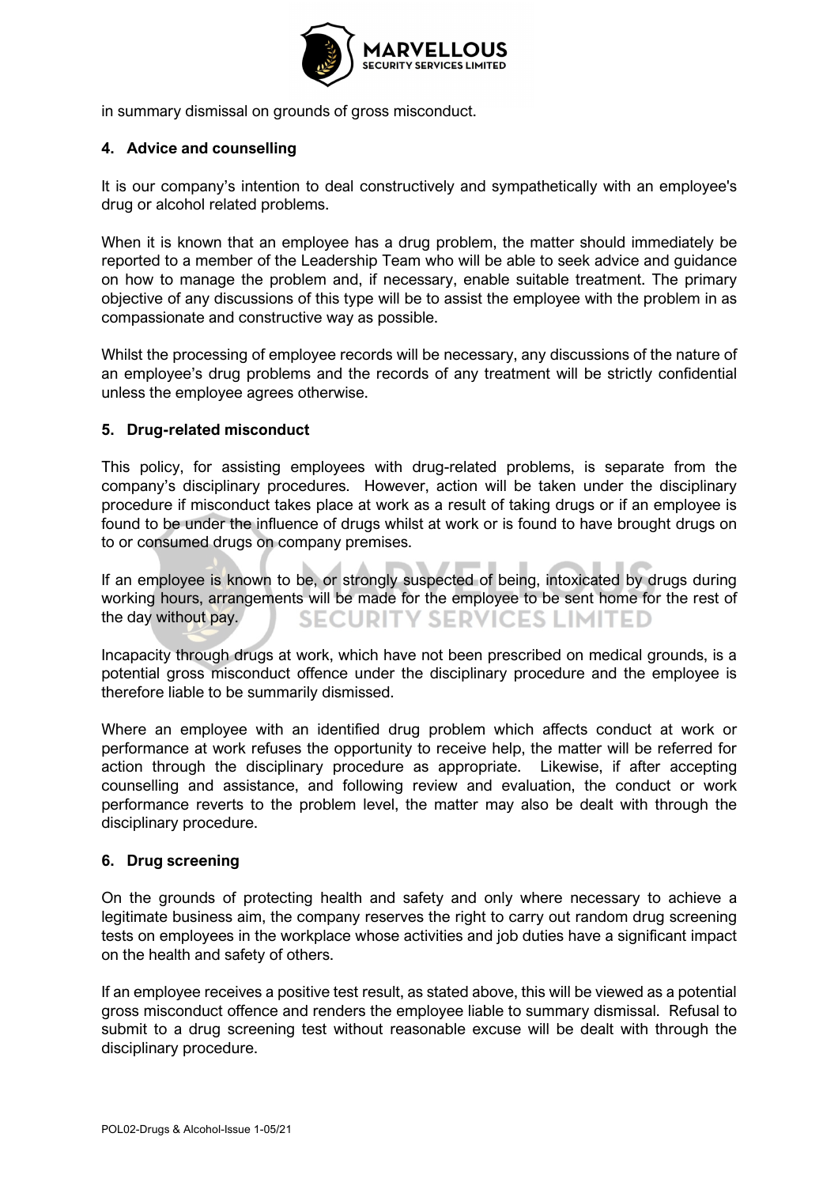in summary dismissal on grounds of gross misconduct.

### 4. Advice and counselling

It is our company's intention to deal constructively and sympathetically with an employee's drug or alcohol related problems.

When it is known that an employee has a drug problem, the matter should immediately be reported to a member of the Leadership Team who will be able to seek advice and guidance on how to manage the problem and, if necessary, enable suitable treatment. The primary objective of any discussions of this type will be to assist the employee with the problem in as compassionate and constructive way as possible.

Whilst the processing of employee records will be necessary, any discussions of the nature of an employee's drug problems and the records of any treatment will be strictly confidential unless the employee agrees otherwise.

### 5. Drug-related misconduct

This policy, for assisting employees with drug-related problems, is separate from the company's disciplinary procedures. However, action will be taken under the disciplinary procedure if misconduct takes place at work as a result of taking drugs or if an employee is found to be under the influence of drugs whilst at work or is found to have brought drugs on to or consumed drugs on company premises.

If an employee is known to be, or strongly suspected of being, intoxicated by drugs during working hours, arrangements will be made for the employee to be sent home for the rest of the day without pay.

Incapacity through drugs at work, which have not been prescribed on medical grounds, is a potential gross misconduct offence under the disciplinary procedure and the employee is therefore liable to be summarily dismissed.

Where an employee with an identified drug problem which affects conduct at work or performance at work refuses the opportunity to receive help, the matter will be referred for action through the disciplinary procedure as appropriate. Likewise, if after accepting counselling and assistance, and following review and evaluation, the conduct or work performance reverts to the problem level, the matter may also be dealt with through the disciplinary procedure.

### 6. Drug screening

On the grounds of protecting health and safety and only where necessary to achieve a legitimate business aim, the company reserves the right to carry out random drug screening tests on employees in the workplace whose activities and job duties have a significant impact on the health and safety of others.

If an employee receives a positive test result, as stated above, this will be viewed as a potential gross misconduct offence and renders the employee liable to summary dismissal. Refusal to submit to a drug screening test without reasonable excuse will be dealt with through the disciplinary procedure.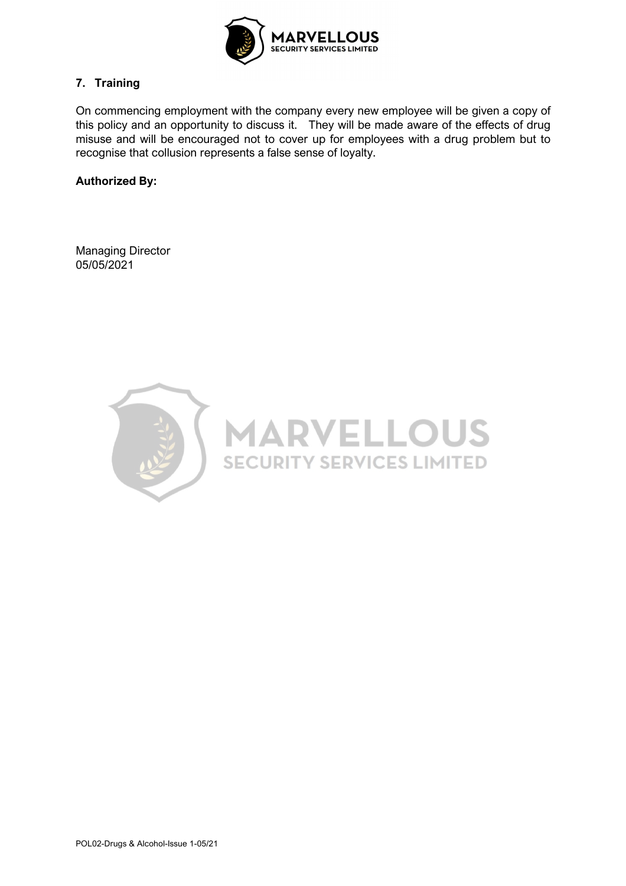## 7. Training

On commencing employment with the company every new employee will be given a copy of this policy and an opportunity to discuss it. They will be made aware of the effects of drug misuse and will be encouraged not to cover up for employees with a drug problem but to recognise that collusion represents a false sense of loyalty.

**Authorized By:**

Managing Director
05/05/2021